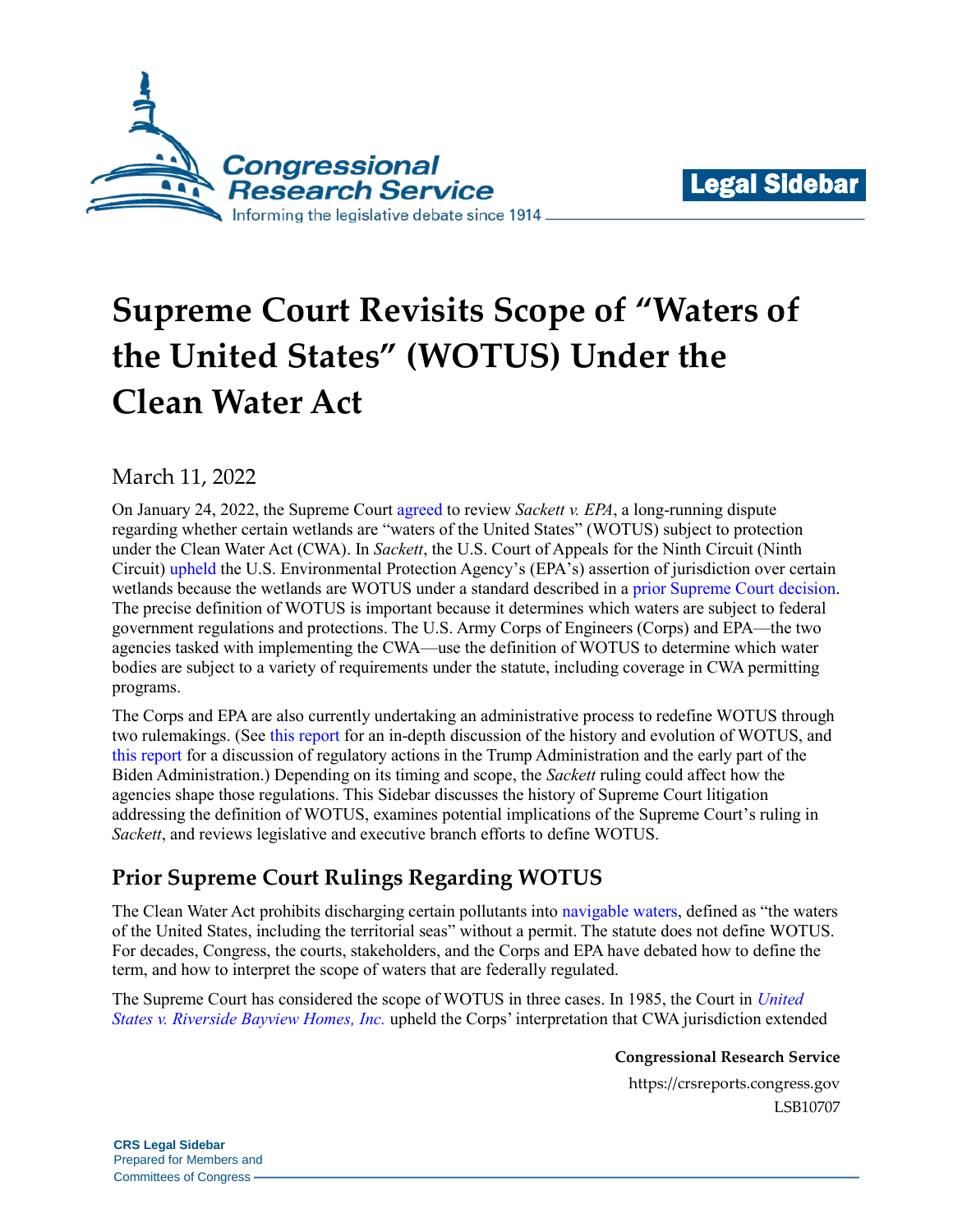# Supreme Court Revisits Scope of "Waters of the United States" (WOTUS) Under the Clean Water Act

March 11, 2022

On January 24, 2022, the Supreme Court agreed to review *Sackett v. EPA*, a long-running dispute regarding whether certain wetlands are "waters of the United States" (WOTUS) subject to protection under the Clean Water Act (CWA). In *Sackett*, the U.S. Court of Appeals for the Ninth Circuit (Ninth Circuit) upheld the U.S. Environmental Protection Agency's (EPA's) assertion of jurisdiction over certain wetlands because the wetlands are WOTUS under a standard described in a prior Supreme Court decision. The precise definition of WOTUS is important because it determines which waters are subject to federal government regulations and protections. The U.S. Army Corps of Engineers (Corps) and EPA—the two agencies tasked with implementing the CWA—use the definition of WOTUS to determine which water bodies are subject to a variety of requirements under the statute, including coverage in CWA permitting programs.

The Corps and EPA are also currently undertaking an administrative process to redefine WOTUS through two rulemakings. (See this report for an in-depth discussion of the history and evolution of WOTUS, and this report for a discussion of regulatory actions in the Trump Administration and the early part of the Biden Administration.) Depending on its timing and scope, the *Sackett* ruling could affect how the agencies shape those regulations. This Sidebar discusses the history of Supreme Court litigation addressing the definition of WOTUS, examines potential implications of the Supreme Court's ruling in *Sackett*, and reviews legislative and executive branch efforts to define WOTUS.

## Prior Supreme Court Rulings Regarding WOTUS

The Clean Water Act prohibits discharging certain pollutants into navigable waters, defined as "the waters of the United States, including the territorial seas" without a permit. The statute does not define WOTUS. For decades, Congress, the courts, stakeholders, and the Corps and EPA have debated how to define the term, and how to interpret the scope of waters that are federally regulated.

The Supreme Court has considered the scope of WOTUS in three cases. In 1985, the Court in *United States v. Riverside Bayview Homes, Inc.* upheld the Corps' interpretation that CWA jurisdiction extended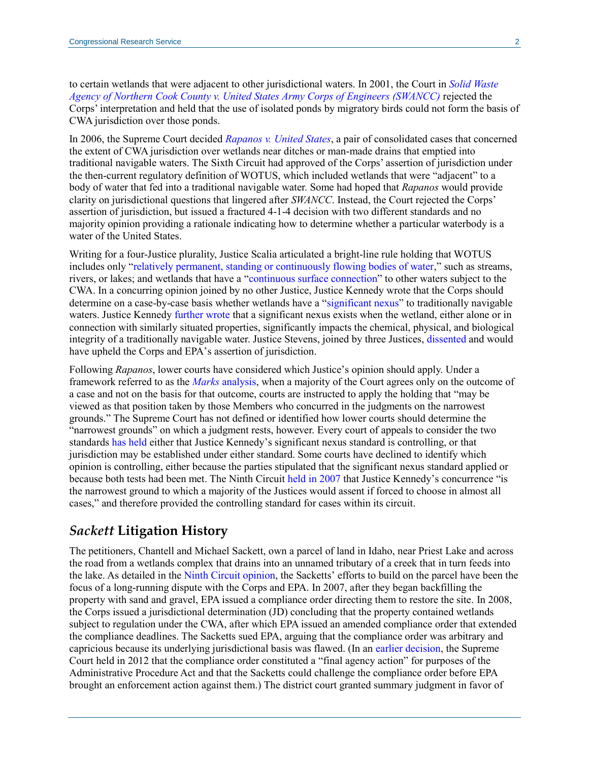to certain wetlands that were adjacent to other jurisdictional waters. In 2001, the Court in *Solid Waste Agency of Northern Cook County v. United States Army Corps of Engineers (SWANCC)* rejected the Corps' interpretation and held that the use of isolated ponds by migratory birds could not form the basis of CWA jurisdiction over those ponds.

In 2006, the Supreme Court decided *Rapanos v. United States*, a pair of consolidated cases that concerned the extent of CWA jurisdiction over wetlands near ditches or man-made drains that emptied into traditional navigable waters. The Sixth Circuit had approved of the Corps' assertion of jurisdiction under the then-current regulatory definition of WOTUS, which included wetlands that were "adjacent" to a body of water that fed into a traditional navigable water. Some had hoped that *Rapanos* would provide clarity on jurisdictional questions that lingered after *SWANCC*. Instead, the Court rejected the Corps' assertion of jurisdiction, but issued a fractured 4-1-4 decision with two different standards and no majority opinion providing a rationale indicating how to determine whether a particular waterbody is a water of the United States.

Writing for a four-Justice plurality, Justice Scalia articulated a bright-line rule holding that WOTUS includes only "relatively permanent, standing or continuously flowing bodies of water," such as streams, rivers, or lakes; and wetlands that have a "continuous surface connection" to other waters subject to the CWA. In a concurring opinion joined by no other Justice, Justice Kennedy wrote that the Corps should determine on a case-by-case basis whether wetlands have a "significant nexus" to traditionally navigable waters. Justice Kennedy further wrote that a significant nexus exists when the wetland, either alone or in connection with similarly situated properties, significantly impacts the chemical, physical, and biological integrity of a traditionally navigable water. Justice Stevens, joined by three Justices, dissented and would have upheld the Corps and EPA's assertion of jurisdiction.

Following *Rapanos*, lower courts have considered which Justice's opinion should apply. Under a framework referred to as the *Marks* analysis, when a majority of the Court agrees only on the outcome of a case and not on the basis for that outcome, courts are instructed to apply the holding that "may be viewed as that position taken by those Members who concurred in the judgments on the narrowest grounds." The Supreme Court has not defined or identified how lower courts should determine the "narrowest grounds" on which a judgment rests, however. Every court of appeals to consider the two standards has held either that Justice Kennedy's significant nexus standard is controlling, or that jurisdiction may be established under either standard. Some courts have declined to identify which opinion is controlling, either because the parties stipulated that the significant nexus standard applied or because both tests had been met. The Ninth Circuit held in 2007 that Justice Kennedy's concurrence "is the narrowest ground to which a majority of the Justices would assent if forced to choose in almost all cases," and therefore provided the controlling standard for cases within its circuit.

## *Sackett* Litigation History

The petitioners, Chantell and Michael Sackett, own a parcel of land in Idaho, near Priest Lake and across the road from a wetlands complex that drains into an unnamed tributary of a creek that in turn feeds into the lake. As detailed in the Ninth Circuit opinion, the Sacketts' efforts to build on the parcel have been the focus of a long-running dispute with the Corps and EPA. In 2007, after they began backfilling the property with sand and gravel, EPA issued a compliance order directing them to restore the site. In 2008, the Corps issued a jurisdictional determination (JD) concluding that the property contained wetlands subject to regulation under the CWA, after which EPA issued an amended compliance order that extended the compliance deadlines. The Sacketts sued EPA, arguing that the compliance order was arbitrary and capricious because its underlying jurisdictional basis was flawed. (In an earlier decision, the Supreme Court held in 2012 that the compliance order constituted a "final agency action" for purposes of the Administrative Procedure Act and that the Sacketts could challenge the compliance order before EPA brought an enforcement action against them.) The district court granted summary judgment in favor of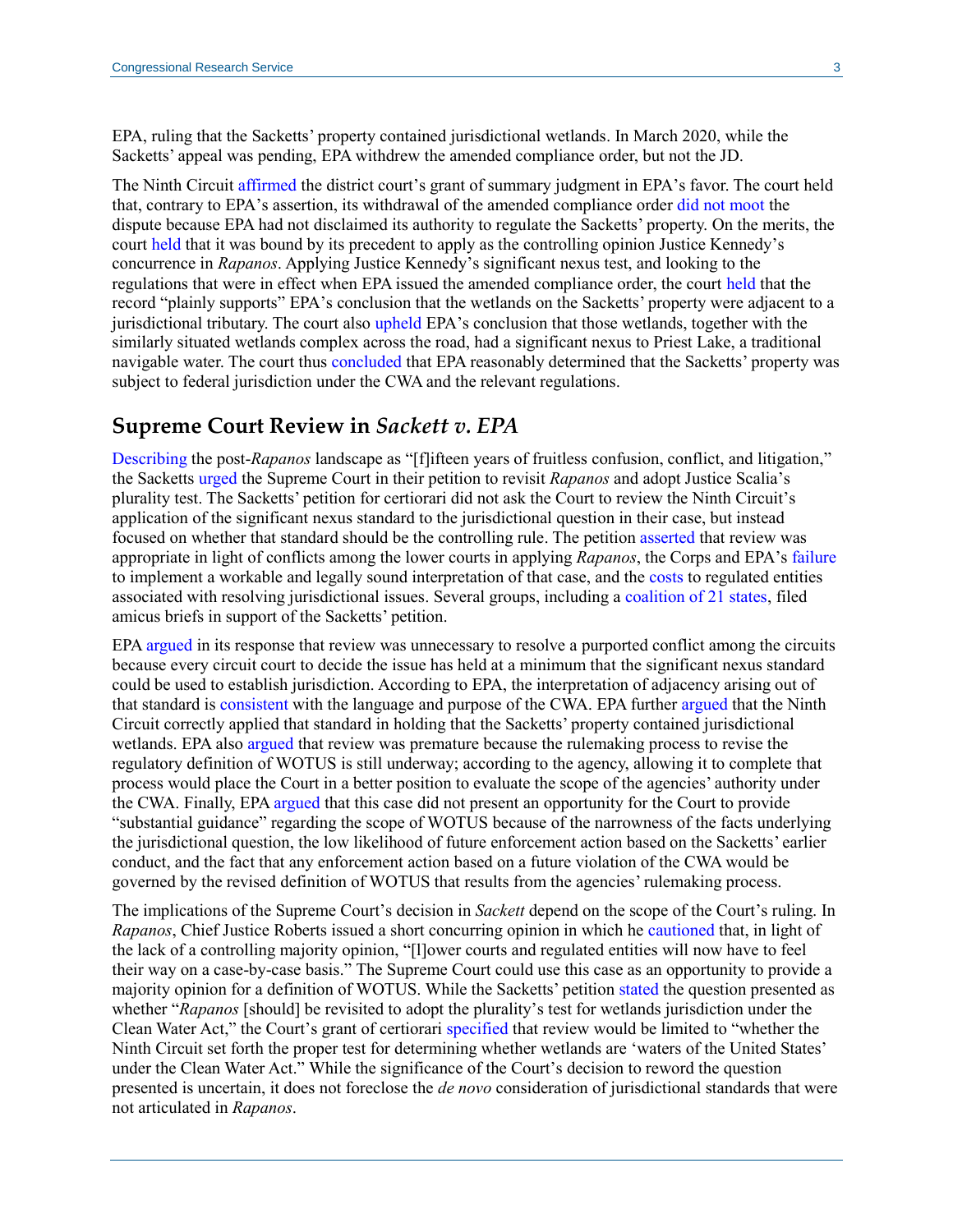EPA, ruling that the Sacketts' property contained jurisdictional wetlands. In March 2020, while the Sacketts' appeal was pending, EPA withdrew the amended compliance order, but not the JD.

The Ninth Circuit affirmed the district court's grant of summary judgment in EPA's favor. The court held that, contrary to EPA's assertion, its withdrawal of the amended compliance order did not moot the dispute because EPA had not disclaimed its authority to regulate the Sacketts' property. On the merits, the court held that it was bound by its precedent to apply as the controlling opinion Justice Kennedy's concurrence in *Rapanos*. Applying Justice Kennedy's significant nexus test, and looking to the regulations that were in effect when EPA issued the amended compliance order, the court held that the record "plainly supports" EPA's conclusion that the wetlands on the Sacketts' property were adjacent to a jurisdictional tributary. The court also upheld EPA's conclusion that those wetlands, together with the similarly situated wetlands complex across the road, had a significant nexus to Priest Lake, a traditional navigable water. The court thus concluded that EPA reasonably determined that the Sacketts' property was subject to federal jurisdiction under the CWA and the relevant regulations.

## Supreme Court Review in *Sackett v. EPA*

Describing the post-*Rapanos* landscape as "[f]ifteen years of fruitless confusion, conflict, and litigation," the Sacketts urged the Supreme Court in their petition to revisit *Rapanos* and adopt Justice Scalia's plurality test. The Sacketts' petition for certiorari did not ask the Court to review the Ninth Circuit's application of the significant nexus standard to the jurisdictional question in their case, but instead focused on whether that standard should be the controlling rule. The petition asserted that review was appropriate in light of conflicts among the lower courts in applying *Rapanos*, the Corps and EPA's failure to implement a workable and legally sound interpretation of that case, and the costs to regulated entities associated with resolving jurisdictional issues. Several groups, including a coalition of 21 states, filed amicus briefs in support of the Sacketts' petition.

EPA argued in its response that review was unnecessary to resolve a purported conflict among the circuits because every circuit court to decide the issue has held at a minimum that the significant nexus standard could be used to establish jurisdiction. According to EPA, the interpretation of adjacency arising out of that standard is consistent with the language and purpose of the CWA. EPA further argued that the Ninth Circuit correctly applied that standard in holding that the Sacketts' property contained jurisdictional wetlands. EPA also argued that review was premature because the rulemaking process to revise the regulatory definition of WOTUS is still underway; according to the agency, allowing it to complete that process would place the Court in a better position to evaluate the scope of the agencies' authority under the CWA. Finally, EPA argued that this case did not present an opportunity for the Court to provide "substantial guidance" regarding the scope of WOTUS because of the narrowness of the facts underlying the jurisdictional question, the low likelihood of future enforcement action based on the Sacketts' earlier conduct, and the fact that any enforcement action based on a future violation of the CWA would be governed by the revised definition of WOTUS that results from the agencies' rulemaking process.

The implications of the Supreme Court's decision in *Sackett* depend on the scope of the Court's ruling. In *Rapanos*, Chief Justice Roberts issued a short concurring opinion in which he cautioned that, in light of the lack of a controlling majority opinion, "[l]ower courts and regulated entities will now have to feel their way on a case-by-case basis." The Supreme Court could use this case as an opportunity to provide a majority opinion for a definition of WOTUS. While the Sacketts' petition stated the question presented as whether "*Rapanos* [should] be revisited to adopt the plurality's test for wetlands jurisdiction under the Clean Water Act," the Court's grant of certiorari specified that review would be limited to "whether the Ninth Circuit set forth the proper test for determining whether wetlands are 'waters of the United States' under the Clean Water Act." While the significance of the Court's decision to reword the question presented is uncertain, it does not foreclose the *de novo* consideration of jurisdictional standards that were not articulated in *Rapanos*.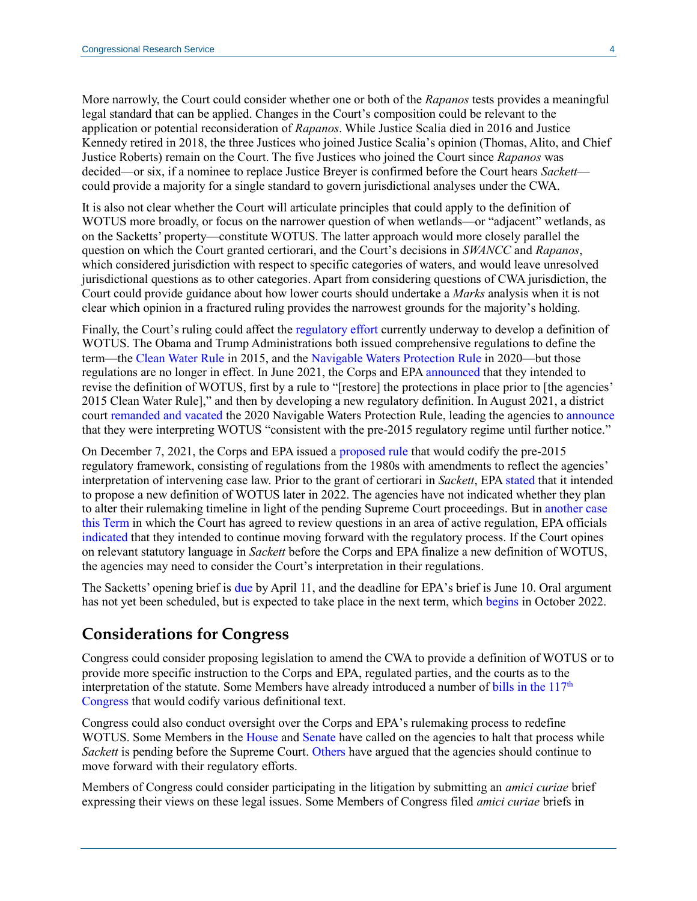More narrowly, the Court could consider whether one or both of the *Rapanos* tests provides a meaningful legal standard that can be applied. Changes in the Court's composition could be relevant to the application or potential reconsideration of *Rapanos*. While Justice Scalia died in 2016 and Justice Kennedy retired in 2018, the three Justices who joined Justice Scalia's opinion (Thomas, Alito, and Chief Justice Roberts) remain on the Court. The five Justices who joined the Court since *Rapanos* was decided—or six, if a nominee to replace Justice Breyer is confirmed before the Court hears *Sackett*—could provide a majority for a single standard to govern jurisdictional analyses under the CWA.

It is also not clear whether the Court will articulate principles that could apply to the definition of WOTUS more broadly, or focus on the narrower question of when wetlands—or "adjacent" wetlands, as on the Sacketts' property—constitute WOTUS. The latter approach would more closely parallel the question on which the Court granted certiorari, and the Court's decisions in *SWANCC* and *Rapanos*, which considered jurisdiction with respect to specific categories of waters, and would leave unresolved jurisdictional questions as to other categories. Apart from considering questions of CWA jurisdiction, the Court could provide guidance about how lower courts should undertake a *Marks* analysis when it is not clear which opinion in a fractured ruling provides the narrowest grounds for the majority's holding.

Finally, the Court's ruling could affect the regulatory effort currently underway to develop a definition of WOTUS. The Obama and Trump Administrations both issued comprehensive regulations to define the term—the Clean Water Rule in 2015, and the Navigable Waters Protection Rule in 2020—but those regulations are no longer in effect. In June 2021, the Corps and EPA announced that they intended to revise the definition of WOTUS, first by a rule to "[restore] the protections in place prior to [the agencies' 2015 Clean Water Rule]," and then by developing a new regulatory definition. In August 2021, a district court remanded and vacated the 2020 Navigable Waters Protection Rule, leading the agencies to announce that they were interpreting WOTUS "consistent with the pre-2015 regulatory regime until further notice."

On December 7, 2021, the Corps and EPA issued a proposed rule that would codify the pre-2015 regulatory framework, consisting of regulations from the 1980s with amendments to reflect the agencies' interpretation of intervening case law. Prior to the grant of certiorari in *Sackett*, EPA stated that it intended to propose a new definition of WOTUS later in 2022. The agencies have not indicated whether they plan to alter their rulemaking timeline in light of the pending Supreme Court proceedings. But in another case this Term in which the Court has agreed to review questions in an area of active regulation, EPA officials indicated that they intended to continue moving forward with the regulatory process. If the Court opines on relevant statutory language in *Sackett* before the Corps and EPA finalize a new definition of WOTUS, the agencies may need to consider the Court's interpretation in their regulations.

The Sacketts' opening brief is due by April 11, and the deadline for EPA's brief is June 10. Oral argument has not yet been scheduled, but is expected to take place in the next term, which begins in October 2022.

## Considerations for Congress

Congress could consider proposing legislation to amend the CWA to provide a definition of WOTUS or to provide more specific instruction to the Corps and EPA, regulated parties, and the courts as to the interpretation of the statute. Some Members have already introduced a number of bills in the 117th Congress that would codify various definitional text.

Congress could also conduct oversight over the Corps and EPA's rulemaking process to redefine WOTUS. Some Members in the House and Senate have called on the agencies to halt that process while *Sackett* is pending before the Supreme Court. Others have argued that the agencies should continue to move forward with their regulatory efforts.

Members of Congress could consider participating in the litigation by submitting an *amici curiae* brief expressing their views on these legal issues. Some Members of Congress filed *amici curiae* briefs in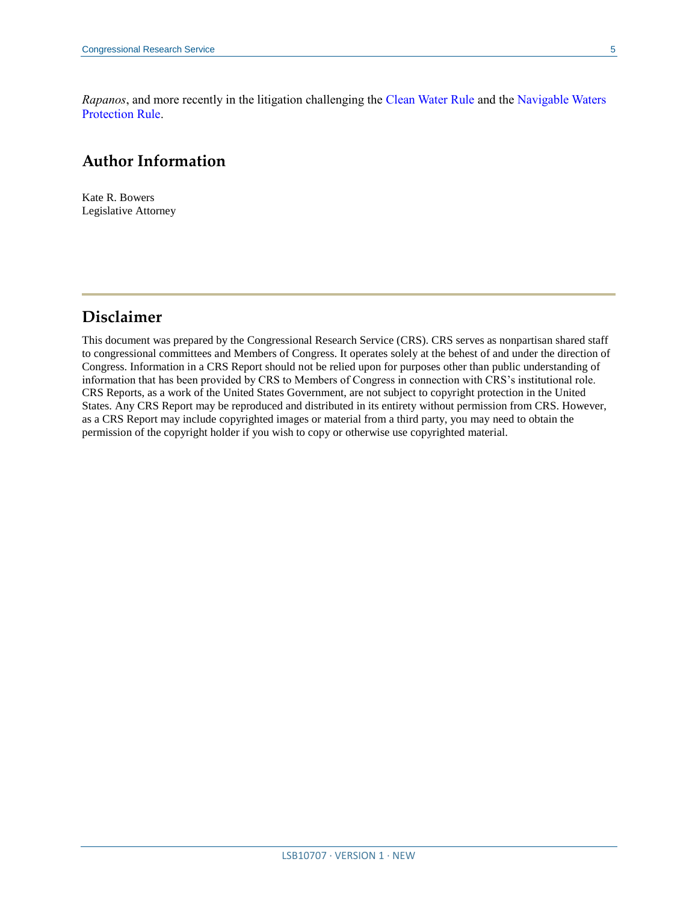*Rapanos*, and more recently in the litigation challenging the Clean Water Rule and the Navigable Waters Protection Rule.

## Author Information

Kate R. Bowers
Legislative Attorney

## Disclaimer

This document was prepared by the Congressional Research Service (CRS). CRS serves as nonpartisan shared staff to congressional committees and Members of Congress. It operates solely at the behest of and under the direction of Congress. Information in a CRS Report should not be relied upon for purposes other than public understanding of information that has been provided by CRS to Members of Congress in connection with CRS's institutional role. CRS Reports, as a work of the United States Government, are not subject to copyright protection in the United States. Any CRS Report may be reproduced and distributed in its entirety without permission from CRS. However, as a CRS Report may include copyrighted images or material from a third party, you may need to obtain the permission of the copyright holder if you wish to copy or otherwise use copyrighted material.